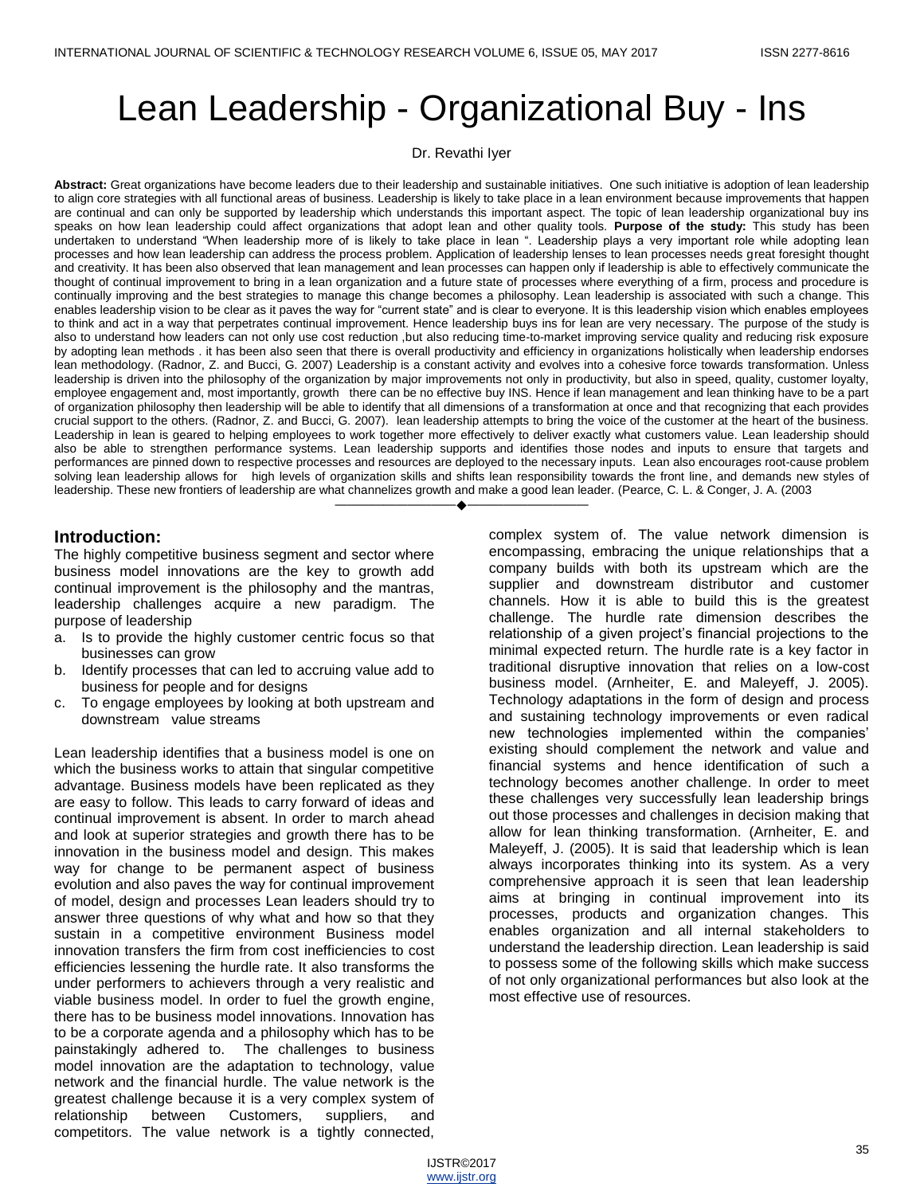# Lean Leadership - Organizational Buy - Ins

Dr. Revathi Iyer

**Abstract:** Great organizations have become leaders due to their leadership and sustainable initiatives. One such initiative is adoption of lean leadership to align core strategies with all functional areas of business. Leadership is likely to take place in a lean environment because improvements that happen are continual and can only be supported by leadership which understands this important aspect. The topic of lean leadership organizational buy ins speaks on how lean leadership could affect organizations that adopt lean and other quality tools. **Purpose of the study:** This study has been undertaken to understand "When leadership more of is likely to take place in lean ". Leadership plays a very important role while adopting lean processes and how lean leadership can address the process problem. Application of leadership lenses to lean processes needs great foresight thought and creativity. It has been also observed that lean management and lean processes can happen only if leadership is able to effectively communicate the thought of continual improvement to bring in a lean organization and a future state of processes where everything of a firm, process and procedure is continually improving and the best strategies to manage this change becomes a philosophy. Lean leadership is associated with such a change. This enables leadership vision to be clear as it paves the way for "current state" and is clear to everyone. It is this leadership vision which enables employees to think and act in a way that perpetrates continual improvement. Hence leadership buys ins for lean are very necessary. The purpose of the study is also to understand how leaders can not only use cost reduction ,but also reducing time-to-market improving service quality and reducing risk exposure by adopting lean methods . it has been also seen that there is overall productivity and efficiency in organizations holistically when leadership endorses lean methodology. (Radnor, Z. and Bucci, G. 2007) Leadership is a constant activity and evolves into a cohesive force towards transformation. Unless leadership is driven into the philosophy of the organization by major improvements not only in productivity, but also in speed, quality, customer loyalty, employee engagement and, most importantly, growth there can be no effective buy INS. Hence if lean management and lean thinking have to be a part of organization philosophy then leadership will be able to identify that all dimensions of a transformation at once and that recognizing that each provides crucial support to the others. (Radnor, Z. and Bucci, G. 2007). lean leadership attempts to bring the voice of the customer at the heart of the business. Leadership in lean is geared to helping employees to work together more effectively to deliver exactly what customers value. Lean leadership should also be able to strengthen performance systems. Lean leadership supports and identifies those nodes and inputs to ensure that targets and performances are pinned down to respective processes and resources are deployed to the necessary inputs. Lean also encourages root-cause problem solving lean leadership allows for high levels of organization skills and shifts lean responsibility towards the front line, and demands new styles of leadership. These new frontiers of leadership are what channelizes growth and make a good lean leader. (Pearce, C. L. & Conger, J. A. (2003

## Introduction:

The highly competitive business segment and sector where business model innovations are the key to growth add continual improvement is the philosophy and the mantras, leadership challenges acquire a new paradigm. The purpose of leadership

a. Is to provide the highly customer centric focus so that businesses can grow
b. Identify processes that can led to accruing value add to business for people and for designs
c. To engage employees by looking at both upstream and downstream value streams

Lean leadership identifies that a business model is one on which the business works to attain that singular competitive advantage. Business models have been replicated as they are easy to follow. This leads to carry forward of ideas and continual improvement is absent. In order to march ahead and look at superior strategies and growth there has to be innovation in the business model and design. This makes way for change to be permanent aspect of business evolution and also paves the way for continual improvement of model, design and processes Lean leaders should try to answer three questions of why what and how so that they sustain in a competitive environment Business model innovation transfers the firm from cost inefficiencies to cost efficiencies lessening the hurdle rate. It also transforms the under performers to achievers through a very realistic and viable business model. In order to fuel the growth engine, there has to be business model innovations. Innovation has to be a corporate agenda and a philosophy which has to be painstakingly adhered to. The challenges to business model innovation are the adaptation to technology, value network and the financial hurdle. The value network is the greatest challenge because it is a very complex system of relationship between Customers, suppliers, and competitors. The value network is a tightly connected, complex system of. The value network dimension is encompassing, embracing the unique relationships that a company builds with both its upstream which are the supplier and downstream distributor and customer channels. How it is able to build this is the greatest challenge. The hurdle rate dimension describes the relationship of a given project's financial projections to the minimal expected return. The hurdle rate is a key factor in traditional disruptive innovation that relies on a low-cost business model. (Arnheiter, E. and Maleyeff, J. 2005). Technology adaptations in the form of design and process and sustaining technology improvements or even radical new technologies implemented within the companies' existing should complement the network and value and financial systems and hence identification of such a technology becomes another challenge. In order to meet these challenges very successfully lean leadership brings out those processes and challenges in decision making that allow for lean thinking transformation. (Arnheiter, E. and Maleyeff, J. (2005). It is said that leadership which is lean always incorporates thinking into its system. As a very comprehensive approach it is seen that lean leadership aims at bringing in continual improvement into its processes, products and organization changes. This enables organization and all internal stakeholders to understand the leadership direction. Lean leadership is said to possess some of the following skills which make success of not only organizational performances but also look at the most effective use of resources.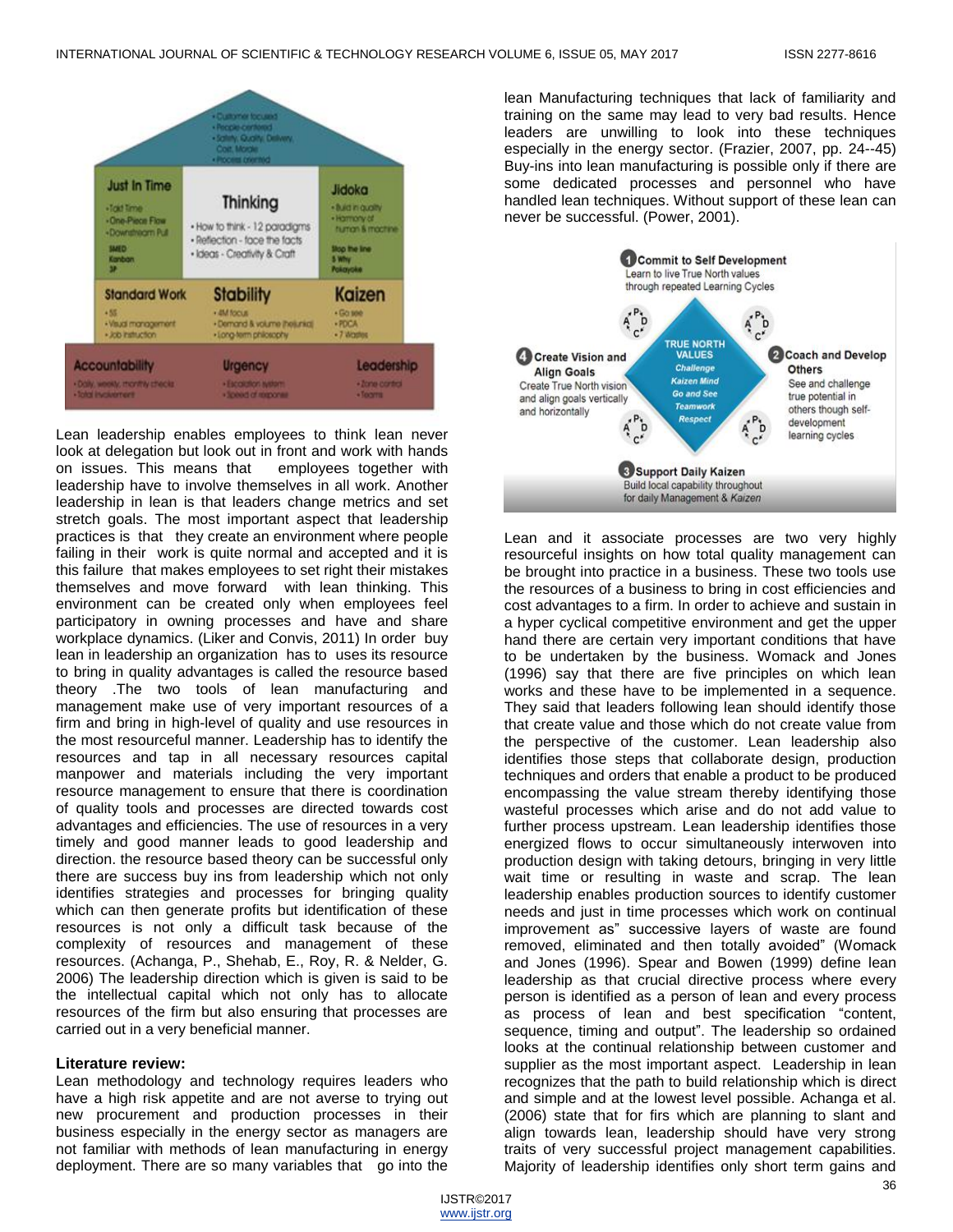Lean leadership enables employees to think lean never look at delegation but look out in front and work with hands on issues. This means that employees together with leadership have to involve themselves in all work. Another leadership in lean is that leaders change metrics and set stretch goals. The most important aspect that leadership practices is that they create an environment where people failing in their work is quite normal and accepted and it is this failure that makes employees to set right their mistakes themselves and move forward with lean thinking. This environment can be created only when employees feel participatory in owning processes and have and share workplace dynamics. (Liker and Convis, 2011) In order buy lean in leadership an organization has to uses its resource to bring in quality advantages is called the resource based theory .The two tools of lean manufacturing and management make use of very important resources of a firm and bring in high-level of quality and use resources in the most resourceful manner. Leadership has to identify the resources and tap in all necessary resources capital manpower and materials including the very important resource management to ensure that there is coordination of quality tools and processes are directed towards cost advantages and efficiencies. The use of resources in a very timely and good manner leads to good leadership and direction. the resource based theory can be successful only there are success buy ins from leadership which not only identifies strategies and processes for bringing quality which can then generate profits but identification of these resources is not only a difficult task because of the complexity of resources and management of these resources. (Achanga, P., Shehab, E., Roy, R. & Nelder, G. 2006) The leadership direction which is given is said to be the intellectual capital which not only has to allocate resources of the firm but also ensuring that processes are carried out in a very beneficial manner.

**Literature review:**

Lean methodology and technology requires leaders who have a high risk appetite and are not averse to trying out new procurement and production processes in their business especially in the energy sector as managers are not familiar with methods of lean manufacturing in energy deployment. There are so many variables that go into the lean Manufacturing techniques that lack of familiarity and training on the same may lead to very bad results. Hence leaders are unwilling to look into these techniques especially in the energy sector. (Frazier, 2007, pp. 24--45) Buy-ins into lean manufacturing is possible only if there are some dedicated processes and personnel who have handled lean techniques. Without support of these lean can never be successful. (Power, 2001).

Lean and it associate processes are two very highly resourceful insights on how total quality management can be brought into practice in a business. These two tools use the resources of a business to bring in cost efficiencies and cost advantages to a firm. In order to achieve and sustain in a hyper cyclical competitive environment and get the upper hand there are certain very important conditions that have to be undertaken by the business. Womack and Jones (1996) say that there are five principles on which lean works and these have to be implemented in a sequence. They said that leaders following lean should identify those that create value and those which do not create value from the perspective of the customer. Lean leadership also identifies those steps that collaborate design, production techniques and orders that enable a product to be produced encompassing the value stream thereby identifying those wasteful processes which arise and do not add value to further process upstream. Lean leadership identifies those energized flows to occur simultaneously interwoven into production design with taking detours, bringing in very little wait time or resulting in waste and scrap. The lean leadership enables production sources to identify customer needs and just in time processes which work on continual improvement as" successive layers of waste are found removed, eliminated and then totally avoided" (Womack and Jones (1996). Spear and Bowen (1999) define lean leadership as that crucial directive process where every person is identified as a person of lean and every process as process of lean and best specification "content, sequence, timing and output". The leadership so ordained looks at the continual relationship between customer and supplier as the most important aspect. Leadership in lean recognizes that the path to build relationship which is direct and simple and at the lowest level possible. Achanga et al. (2006) state that for firs which are planning to slant and align towards lean, leadership should have very strong traits of very successful project management capabilities. Majority of leadership identifies only short term gains and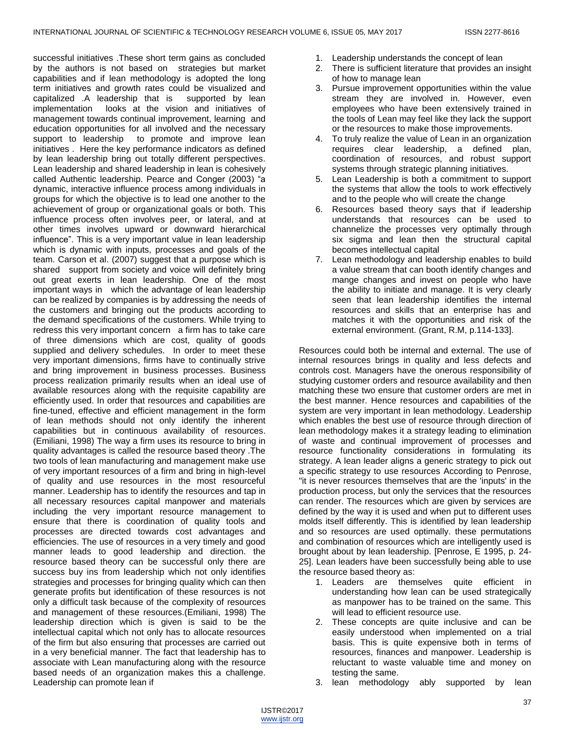successful initiatives .These short term gains as concluded by the authors is not based on strategies but market capabilities and if lean methodology is adopted the long term initiatives and growth rates could be visualized and capitalized .A leadership that is supported by lean implementation looks at the vision and initiatives of management towards continual improvement, learning and education opportunities for all involved and the necessary support to leadership to promote and improve lean initiatives . Here the key performance indicators as defined by lean leadership bring out totally different perspectives. Lean leadership and shared leadership in lean is cohesively called Authentic leadership. Pearce and Conger (2003) "a dynamic, interactive influence process among individuals in groups for which the objective is to lead one another to the achievement of group or organizational goals or both. This influence process often involves peer, or lateral, and at other times involves upward or downward hierarchical influence". This is a very important value in lean leadership which is dynamic with inputs, processes and goals of the team. Carson et al. (2007) suggest that a purpose which is shared support from society and voice will definitely bring out great exerts in lean leadership. One of the most important ways in which the advantage of lean leadership can be realized by companies is by addressing the needs of the customers and bringing out the products according to the demand specifications of the customers. While trying to redress this very important concern a firm has to take care of three dimensions which are cost, quality of goods supplied and delivery schedules. In order to meet these very important dimensions, firms have to continually strive and bring improvement in business processes. Business process realization primarily results when an ideal use of available resources along with the requisite capability are efficiently used. In order that resources and capabilities are fine-tuned, effective and efficient management in the form of lean methods should not only identify the inherent capabilities but in continuous availability of resources. (Emiliani, 1998) The way a firm uses its resource to bring in quality advantages is called the resource based theory .The two tools of lean manufacturing and management make use of very important resources of a firm and bring in high-level of quality and use resources in the most resourceful manner. Leadership has to identify the resources and tap in all necessary resources capital manpower and materials including the very important resource management to ensure that there is coordination of quality tools and processes are directed towards cost advantages and efficiencies. The use of resources in a very timely and good manner leads to good leadership and direction. the resource based theory can be successful only there are success buy ins from leadership which not only identifies strategies and processes for bringing quality which can then generate profits but identification of these resources is not only a difficult task because of the complexity of resources and management of these resources.(Emiliani, 1998) The leadership direction which is given is said to be the intellectual capital which not only has to allocate resources of the firm but also ensuring that processes are carried out in a very beneficial manner. The fact that leadership has to associate with Lean manufacturing along with the resource based needs of an organization makes this a challenge. Leadership can promote lean if

1. Leadership understands the concept of lean
2. There is sufficient literature that provides an insight of how to manage lean
3. Pursue improvement opportunities within the value stream they are involved in. However, even employees who have been extensively trained in the tools of Lean may feel like they lack the support or the resources to make those improvements.
4. To truly realize the value of Lean in an organization requires clear leadership, a defined plan, coordination of resources, and robust support systems through strategic planning initiatives.
5. Lean Leadership is both a commitment to support the systems that allow the tools to work effectively and to the people who will create the change
6. Resources based theory says that if leadership understands that resources can be used to channelize the processes very optimally through six sigma and lean then the structural capital becomes intellectual capital
7. Lean methodology and leadership enables to build a value stream that can booth identify changes and mange changes and invest on people who have the ability to initiate and manage. It is very clearly seen that lean leadership identifies the internal resources and skills that an enterprise has and matches it with the opportunities and risk of the external environment. (Grant, R.M, p.114-133].

Resources could both be internal and external. The use of internal resources brings in quality and less defects and controls cost. Managers have the onerous responsibility of studying customer orders and resource availability and then matching these two ensure that customer orders are met in the best manner. Hence resources and capabilities of the system are very important in lean methodology. Leadership which enables the best use of resource through direction of lean methodology makes it a strategy leading to elimination of waste and continual improvement of processes and resource functionality considerations in formulating its strategy. A lean leader aligns a generic strategy to pick out a specific strategy to use resources According to Penrose, "it is never resources themselves that are the 'inputs' in the production process, but only the services that the resources can render. The resources which are given by services are defined by the way it is used and when put to different uses molds itself differently. This is identified by lean leadership and so resources are used optimally. these permutations and combination of resources which are intelligently used is brought about by lean leadership. [Penrose, E 1995, p. 24-25]. Lean leaders have been successfully being able to use the resource based theory as:

1. Leaders are themselves quite efficient in understanding how lean can be used strategically as manpower has to be trained on the same. This will lead to efficient resource use.
2. These concepts are quite inclusive and can be easily understood when implemented on a trial basis. This is quite expensive both in terms of resources, finances and manpower. Leadership is reluctant to waste valuable time and money on testing the same.
3. lean methodology ably supported by lean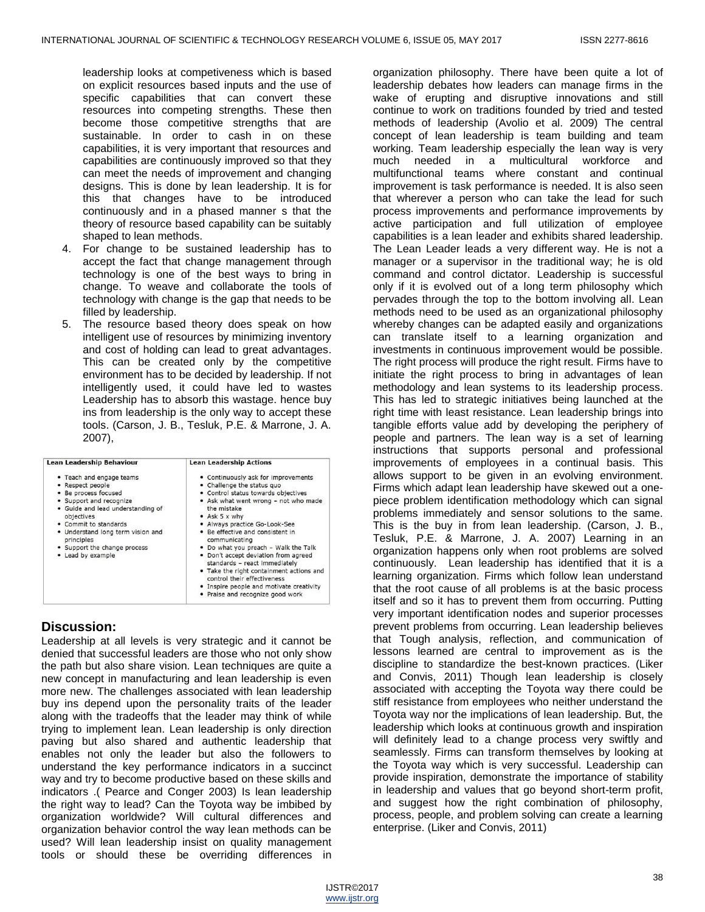leadership looks at competiveness which is based on explicit resources based inputs and the use of specific capabilities that can convert these resources into competing strengths. These then become those competitive strengths that are sustainable. In order to cash in on these capabilities, it is very important that resources and capabilities are continuously improved so that they can meet the needs of improvement and changing designs. This is done by lean leadership. It is for this that changes have to be introduced continuously and in a phased manner s that the theory of resource based capability can be suitably shaped to lean methods.

4. For change to be sustained leadership has to accept the fact that change management through technology is one of the best ways to bring in change. To weave and collaborate the tools of technology with change is the gap that needs to be filled by leadership.
5. The resource based theory does speak on how intelligent use of resources by minimizing inventory and cost of holding can lead to great advantages. This can be created only by the competitive environment has to be decided by leadership. If not intelligently used, it could have led to wastes Leadership has to absorb this wastage. hence buy ins from leadership is the only way to accept these tools. (Carson, J. B., Tesluk, P.E. & Marrone, J. A. 2007),

| Lean Leadership Behaviour | Lean Leadership Actions |
| --- | --- |
| • Teach and engage teams<br>• Respect people<br>• Be process focused<br>• Support and recognize<br>• Guide and lead understanding of objectives<br>• Commit to standards<br>• Understand long term vision and principles<br>• Support the change process<br>• Lead by example | • Continuously ask for improvements<br>• Challenge the status quo<br>• Control status towards objectives<br>• Ask what went wrong – not who made the mistake<br>• Ask 5 x why<br>• Always practice Go-Look-See<br>• Be effective and consistent in communicating<br>• Do what you preach – Walk the Talk<br>• Don't accept deviation from agreed standards – react immediately<br>• Take the right containment actions and control their effectiveness<br>• Inspire people and motivate creativity<br>• Praise and recognize good work |

## Discussion:

Leadership at all levels is very strategic and it cannot be denied that successful leaders are those who not only show the path but also share vision. Lean techniques are quite a new concept in manufacturing and lean leadership is even more new. The challenges associated with lean leadership buy ins depend upon the personality traits of the leader along with the tradeoffs that the leader may think of while trying to implement lean. Lean leadership is only direction paving but also shared and authentic leadership that enables not only the leader but also the followers to understand the key performance indicators in a succinct way and try to become productive based on these skills and indicators .( Pearce and Conger 2003) Is lean leadership the right way to lead? Can the Toyota way be imbibed by organization worldwide? Will cultural differences and organization behavior control the way lean methods can be used? Will lean leadership insist on quality management tools or should these be overriding differences in organization philosophy. There have been quite a lot of leadership debates how leaders can manage firms in the wake of erupting and disruptive innovations and still continue to work on traditions founded by tried and tested methods of leadership (Avolio et al. 2009) The central concept of lean leadership is team building and team working. Team leadership especially the lean way is very much needed in a multicultural workforce and multifunctional teams where constant and continual improvement is task performance is needed. It is also seen that wherever a person who can take the lead for such process improvements and performance improvements by active participation and full utilization of employee capabilities is a lean leader and exhibits shared leadership. The Lean Leader leads a very different way. He is not a manager or a supervisor in the traditional way; he is old command and control dictator. Leadership is successful only if it is evolved out of a long term philosophy which pervades through the top to the bottom involving all. Lean methods need to be used as an organizational philosophy whereby changes can be adapted easily and organizations can translate itself to a learning organization and investments in continuous improvement would be possible. The right process will produce the right result. Firms have to initiate the right process to bring in advantages of lean methodology and lean systems to its leadership process. This has led to strategic initiatives being launched at the right time with least resistance. Lean leadership brings into tangible efforts value add by developing the periphery of people and partners. The lean way is a set of learning instructions that supports personal and professional improvements of employees in a continual basis. This allows support to be given in an evolving environment. Firms which adapt lean leadership have skewed out a one-piece problem identification methodology which can signal problems immediately and sensor solutions to the same. This is the buy in from lean leadership. (Carson, J. B., Tesluk, P.E. & Marrone, J. A. 2007) Learning in an organization happens only when root problems are solved continuously. Lean leadership has identified that it is a learning organization. Firms which follow lean understand that the root cause of all problems is at the basic process itself and so it has to prevent them from occurring. Putting very important identification nodes and superior processes prevent problems from occurring. Lean leadership believes that Tough analysis, reflection, and communication of lessons learned are central to improvement as is the discipline to standardize the best-known practices. (Liker and Convis, 2011) Though lean leadership is closely associated with accepting the Toyota way there could be stiff resistance from employees who neither understand the Toyota way nor the implications of lean leadership. But, the leadership which looks at continuous growth and inspiration will definitely lead to a change process very swiftly and seamlessly. Firms can transform themselves by looking at the Toyota way which is very successful. Leadership can provide inspiration, demonstrate the importance of stability in leadership and values that go beyond short-term profit, and suggest how the right combination of philosophy, process, people, and problem solving can create a learning enterprise. (Liker and Convis, 2011)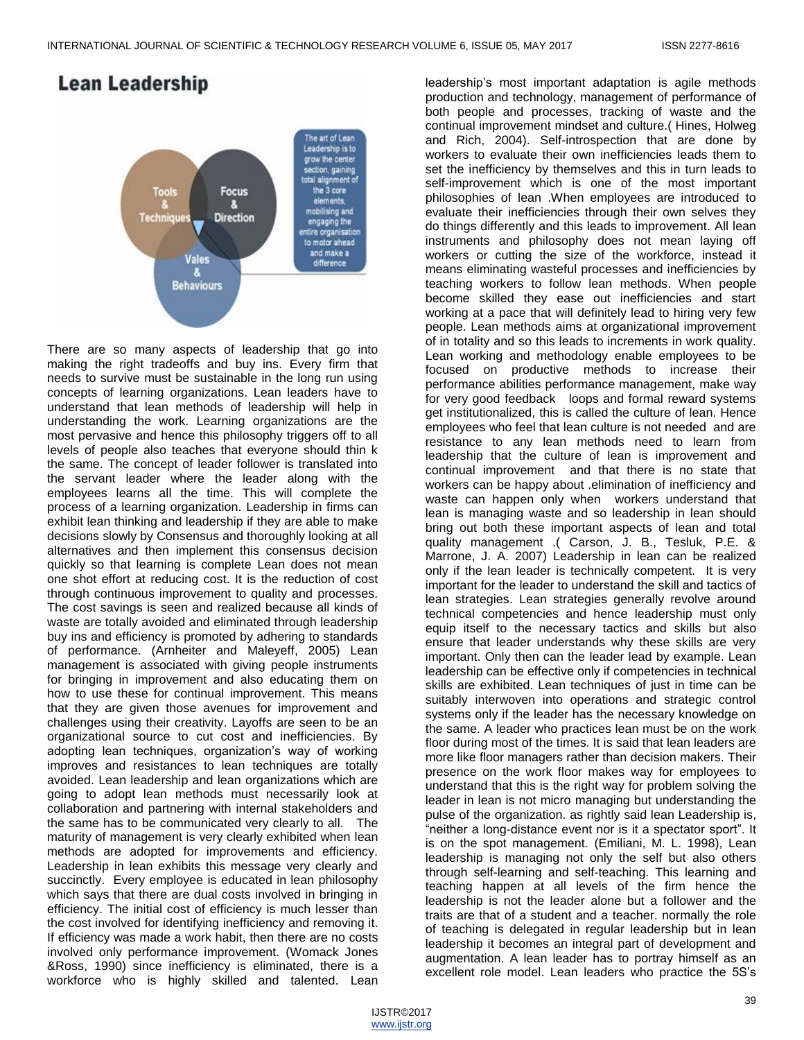**Lean Leadership**

Tools & Techniques

Focus & Direction

Vales & Behaviours

The art of Lean Leadership is to grow the center section, gaining total alignment of the 3 core elements, mobilising and engaging the entire organisation to motor ahead and make a difference

There are so many aspects of leadership that go into making the right tradeoffs and buy ins. Every firm that needs to survive must be sustainable in the long run using concepts of learning organizations. Lean leaders have to understand that lean methods of leadership will help in understanding the work. Learning organizations are the most pervasive and hence this philosophy triggers off to all levels of people also teaches that everyone should thin k the same. The concept of leader follower is translated into the servant leader where the leader along with the employees learns all the time. This will complete the process of a learning organization. Leadership in firms can exhibit lean thinking and leadership if they are able to make decisions slowly by Consensus and thoroughly looking at all alternatives and then implement this consensus decision quickly so that learning is complete Lean does not mean one shot effort at reducing cost. It is the reduction of cost through continuous improvement to quality and processes. The cost savings is seen and realized because all kinds of waste are totally avoided and eliminated through leadership buy ins and efficiency is promoted by adhering to standards of performance. (Arnheiter and Maleyeff, 2005) Lean management is associated with giving people instruments for bringing in improvement and also educating them on how to use these for continual improvement. This means that they are given those avenues for improvement and challenges using their creativity. Layoffs are seen to be an organizational source to cut cost and inefficiencies. By adopting lean techniques, organization's way of working improves and resistances to lean techniques are totally avoided. Lean leadership and lean organizations which are going to adopt lean methods must necessarily look at collaboration and partnering with internal stakeholders and the same has to be communicated very clearly to all. The maturity of management is very clearly exhibited when lean methods are adopted for improvements and efficiency. Leadership in lean exhibits this message very clearly and succinctly. Every employee is educated in lean philosophy which says that there are dual costs involved in bringing in efficiency. The initial cost of efficiency is much lesser than the cost involved for identifying inefficiency and removing it. If efficiency was made a work habit, then there are no costs involved only performance improvement. (Womack Jones &Ross, 1990) since inefficiency is eliminated, there is a workforce who is highly skilled and talented. Lean leadership's most important adaptation is agile methods production and technology, management of performance of both people and processes, tracking of waste and the continual improvement mindset and culture.( Hines, Holweg and Rich, 2004). Self-introspection that are done by workers to evaluate their own inefficiencies leads them to set the inefficiency by themselves and this in turn leads to self-improvement which is one of the most important philosophies of lean .When employees are introduced to evaluate their inefficiencies through their own selves they do things differently and this leads to improvement. All lean instruments and philosophy does not mean laying off workers or cutting the size of the workforce, instead it means eliminating wasteful processes and inefficiencies by teaching workers to follow lean methods. When people become skilled they ease out inefficiencies and start working at a pace that will definitely lead to hiring very few people. Lean methods aims at organizational improvement of in totality and so this leads to increments in work quality. Lean working and methodology enable employees to be focused on productive methods to increase their performance abilities performance management, make way for very good feedback loops and formal reward systems get institutionalized, this is called the culture of lean. Hence employees who feel that lean culture is not needed and are resistance to any lean methods need to learn from leadership that the culture of lean is improvement and continual improvement and that there is no state that workers can be happy about .elimination of inefficiency and waste can happen only when workers understand that lean is managing waste and so leadership in lean should bring out both these important aspects of lean and total quality management .( Carson, J. B., Tesluk, P.E. & Marrone, J. A. 2007) Leadership in lean can be realized only if the lean leader is technically competent. It is very important for the leader to understand the skill and tactics of lean strategies. Lean strategies generally revolve around technical competencies and hence leadership must only equip itself to the necessary tactics and skills but also ensure that leader understands why these skills are very important. Only then can the leader lead by example. Lean leadership can be effective only if competencies in technical skills are exhibited. Lean techniques of just in time can be suitably interwoven into operations and strategic control systems only if the leader has the necessary knowledge on the same. A leader who practices lean must be on the work floor during most of the times. It is said that lean leaders are more like floor managers rather than decision makers. Their presence on the work floor makes way for employees to understand that this is the right way for problem solving the leader in lean is not micro managing but understanding the pulse of the organization. as rightly said lean Leadership is, "neither a long-distance event nor is it a spectator sport". It is on the spot management. (Emiliani, M. L. 1998), Lean leadership is managing not only the self but also others through self-learning and self-teaching. This learning and teaching happen at all levels of the firm hence the leadership is not the leader alone but a follower and the traits are that of a student and a teacher. normally the role of teaching is delegated in regular leadership but in lean leadership it becomes an integral part of development and augmentation. A lean leader has to portray himself as an excellent role model. Lean leaders who practice the 5S's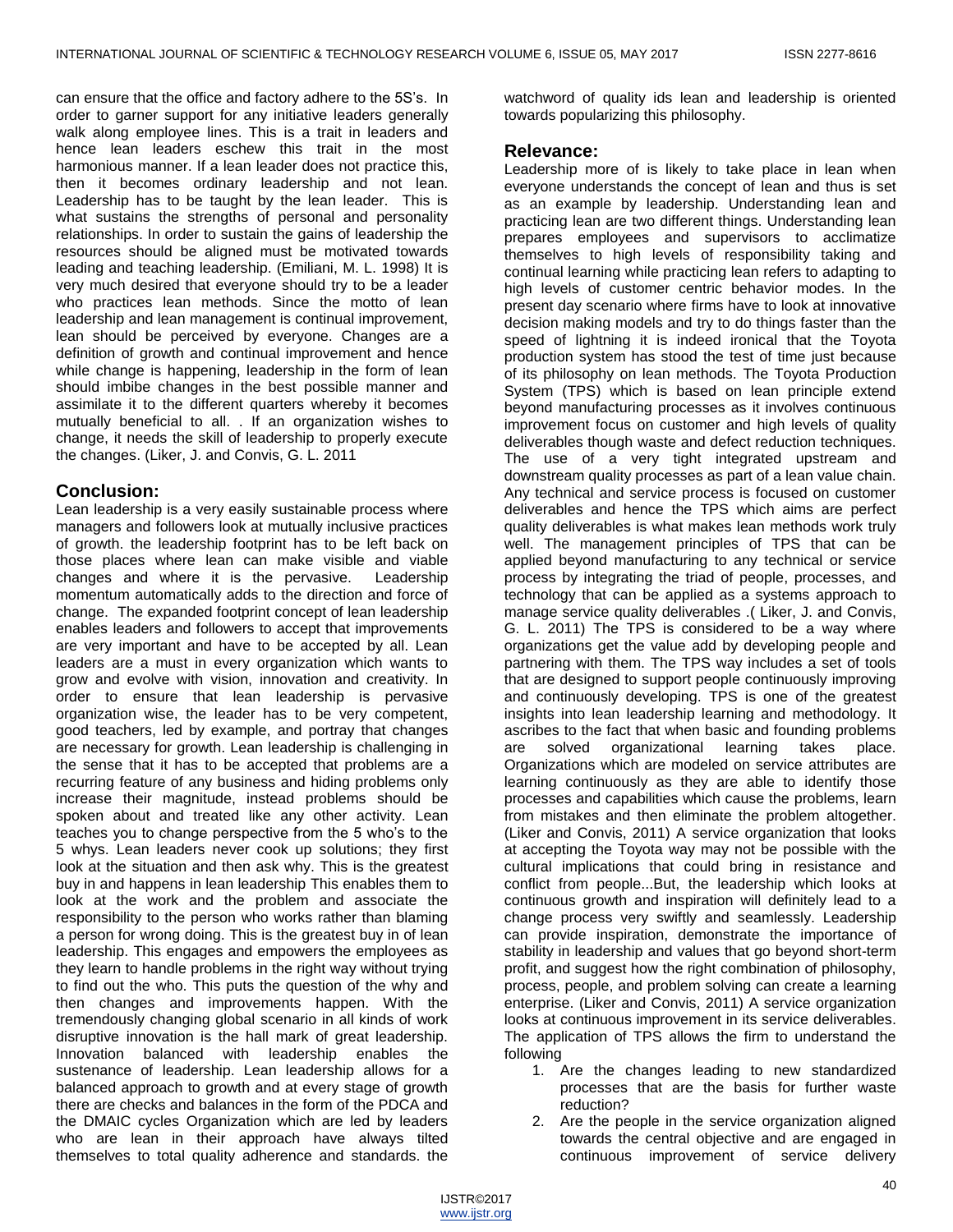can ensure that the office and factory adhere to the 5S's. In order to garner support for any initiative leaders generally walk along employee lines. This is a trait in leaders and hence lean leaders eschew this trait in the most harmonious manner. If a lean leader does not practice this, then it becomes ordinary leadership and not lean. Leadership has to be taught by the lean leader. This is what sustains the strengths of personal and personality relationships. In order to sustain the gains of leadership the resources should be aligned must be motivated towards leading and teaching leadership. (Emiliani, M. L. 1998) It is very much desired that everyone should try to be a leader who practices lean methods. Since the motto of lean leadership and lean management is continual improvement, lean should be perceived by everyone. Changes are a definition of growth and continual improvement and hence while change is happening, leadership in the form of lean should imbibe changes in the best possible manner and assimilate it to the different quarters whereby it becomes mutually beneficial to all. . If an organization wishes to change, it needs the skill of leadership to properly execute the changes. (Liker, J. and Convis, G. L. 2011

## Conclusion:

Lean leadership is a very easily sustainable process where managers and followers look at mutually inclusive practices of growth. the leadership footprint has to be left back on those places where lean can make visible and viable changes and where it is the pervasive. Leadership momentum automatically adds to the direction and force of change. The expanded footprint concept of lean leadership enables leaders and followers to accept that improvements are very important and have to be accepted by all. Lean leaders are a must in every organization which wants to grow and evolve with vision, innovation and creativity. In order to ensure that lean leadership is pervasive organization wise, the leader has to be very competent, good teachers, led by example, and portray that changes are necessary for growth. Lean leadership is challenging in the sense that it has to be accepted that problems are a recurring feature of any business and hiding problems only increase their magnitude, instead problems should be spoken about and treated like any other activity. Lean teaches you to change perspective from the 5 who's to the 5 whys. Lean leaders never cook up solutions; they first look at the situation and then ask why. This is the greatest buy in and happens in lean leadership This enables them to look at the work and the problem and associate the responsibility to the person who works rather than blaming a person for wrong doing. This is the greatest buy in of lean leadership. This engages and empowers the employees as they learn to handle problems in the right way without trying to find out the who. This puts the question of the why and then changes and improvements happen. With the tremendously changing global scenario in all kinds of work disruptive innovation is the hall mark of great leadership. Innovation balanced with leadership enables the sustenance of leadership. Lean leadership allows for a balanced approach to growth and at every stage of growth there are checks and balances in the form of the PDCA and the DMAIC cycles Organization which are led by leaders who are lean in their approach have always tilted themselves to total quality adherence and standards. the watchword of quality ids lean and leadership is oriented towards popularizing this philosophy.

## Relevance:

Leadership more of is likely to take place in lean when everyone understands the concept of lean and thus is set as an example by leadership. Understanding lean and practicing lean are two different things. Understanding lean prepares employees and supervisors to acclimatize themselves to high levels of responsibility taking and continual learning while practicing lean refers to adapting to high levels of customer centric behavior modes. In the present day scenario where firms have to look at innovative decision making models and try to do things faster than the speed of lightning it is indeed ironical that the Toyota production system has stood the test of time just because of its philosophy on lean methods. The Toyota Production System (TPS) which is based on lean principle extend beyond manufacturing processes as it involves continuous improvement focus on customer and high levels of quality deliverables though waste and defect reduction techniques. The use of a very tight integrated upstream and downstream quality processes as part of a lean value chain. Any technical and service process is focused on customer deliverables and hence the TPS which aims are perfect quality deliverables is what makes lean methods work truly well. The management principles of TPS that can be applied beyond manufacturing to any technical or service process by integrating the triad of people, processes, and technology that can be applied as a systems approach to manage service quality deliverables .( Liker, J. and Convis, G. L. 2011) The TPS is considered to be a way where organizations get the value add by developing people and partnering with them. The TPS way includes a set of tools that are designed to support people continuously improving and continuously developing. TPS is one of the greatest insights into lean leadership learning and methodology. It ascribes to the fact that when basic and founding problems are solved organizational learning takes place. Organizations which are modeled on service attributes are learning continuously as they are able to identify those processes and capabilities which cause the problems, learn from mistakes and then eliminate the problem altogether. (Liker and Convis, 2011) A service organization that looks at accepting the Toyota way may not be possible with the cultural implications that could bring in resistance and conflict from people...But, the leadership which looks at continuous growth and inspiration will definitely lead to a change process very swiftly and seamlessly. Leadership can provide inspiration, demonstrate the importance of stability in leadership and values that go beyond short-term profit, and suggest how the right combination of philosophy, process, people, and problem solving can create a learning enterprise. (Liker and Convis, 2011) A service organization looks at continuous improvement in its service deliverables. The application of TPS allows the firm to understand the following

1. Are the changes leading to new standardized processes that are the basis for further waste reduction?
2. Are the people in the service organization aligned towards the central objective and are engaged in continuous improvement of service delivery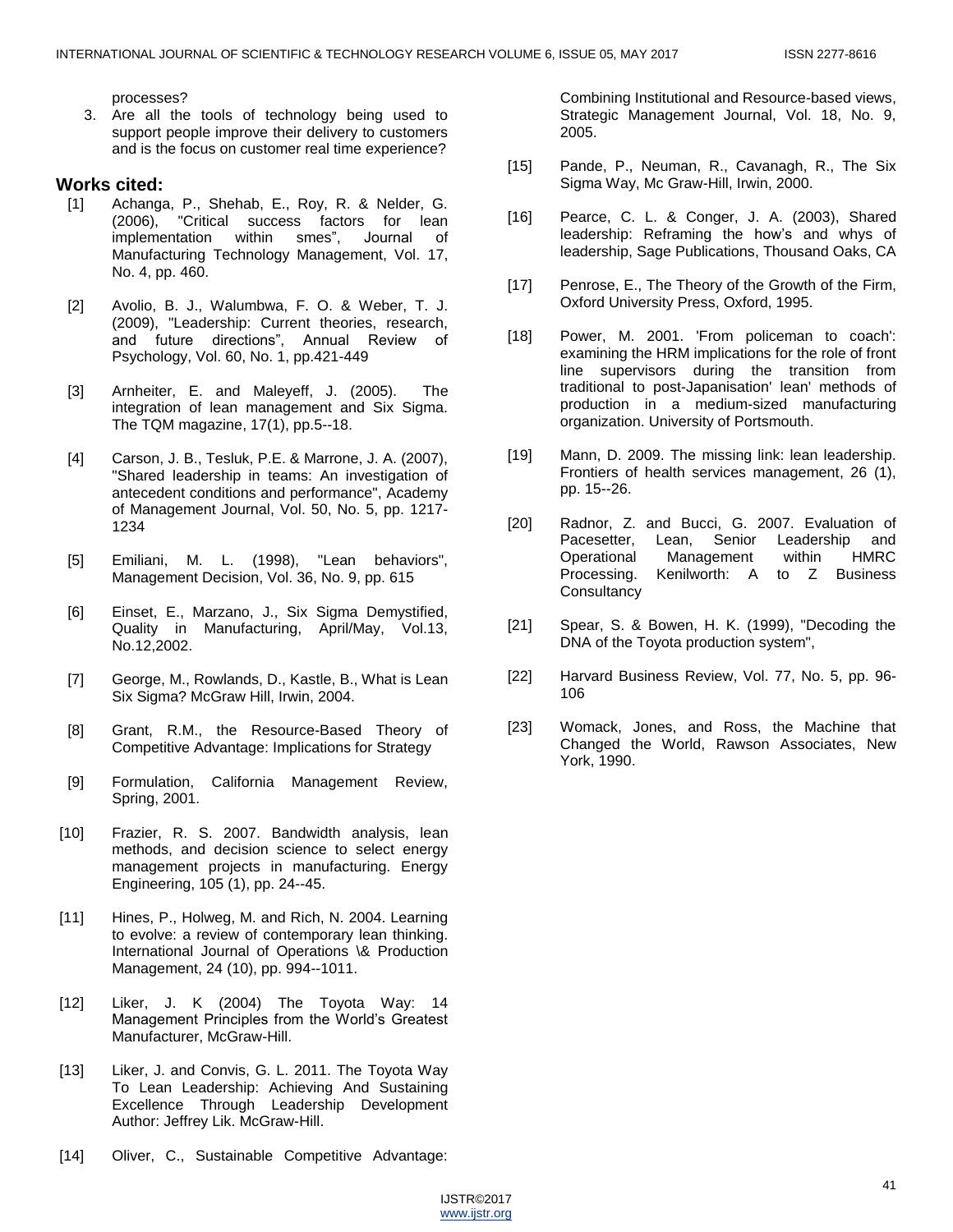processes?

3. Are all the tools of technology being used to support people improve their delivery to customers and is the focus on customer real time experience?

## Works cited:

[1] Achanga, P., Shehab, E., Roy, R. & Nelder, G. (2006), "Critical success factors for lean implementation within smes", Journal of Manufacturing Technology Management, Vol. 17, No. 4, pp. 460.

[2] Avolio, B. J., Walumbwa, F. O. & Weber, T. J. (2009), "Leadership: Current theories, research, and future directions", Annual Review of Psychology, Vol. 60, No. 1, pp.421-449

[3] Arnheiter, E. and Maleyeff, J. (2005). The integration of lean management and Six Sigma. The TQM magazine, 17(1), pp.5--18.

[4] Carson, J. B., Tesluk, P.E. & Marrone, J. A. (2007), "Shared leadership in teams: An investigation of antecedent conditions and performance", Academy of Management Journal, Vol. 50, No. 5, pp. 1217-1234

[5] Emiliani, M. L. (1998), "Lean behaviors", Management Decision, Vol. 36, No. 9, pp. 615

[6] Einset, E., Marzano, J., Six Sigma Demystified, Quality in Manufacturing, April/May, Vol.13, No.12,2002.

[7] George, M., Rowlands, D., Kastle, B., What is Lean Six Sigma? McGraw Hill, Irwin, 2004.

[8] Grant, R.M., the Resource-Based Theory of Competitive Advantage: Implications for Strategy

[9] Formulation, California Management Review, Spring, 2001.

[10] Frazier, R. S. 2007. Bandwidth analysis, lean methods, and decision science to select energy management projects in manufacturing. Energy Engineering, 105 (1), pp. 24--45.

[11] Hines, P., Holweg, M. and Rich, N. 2004. Learning to evolve: a review of contemporary lean thinking. International Journal of Operations \& Production Management, 24 (10), pp. 994--1011.

[12] Liker, J. K (2004) The Toyota Way: 14 Management Principles from the World's Greatest Manufacturer, McGraw-Hill.

[13] Liker, J. and Convis, G. L. 2011. The Toyota Way To Lean Leadership: Achieving And Sustaining Excellence Through Leadership Development Author: Jeffrey Lik. McGraw-Hill.

[14] Oliver, C., Sustainable Competitive Advantage: Combining Institutional and Resource-based views, Strategic Management Journal, Vol. 18, No. 9, 2005.

[15] Pande, P., Neuman, R., Cavanagh, R., The Six Sigma Way, Mc Graw-Hill, Irwin, 2000.

[16] Pearce, C. L. & Conger, J. A. (2003), Shared leadership: Reframing the how's and whys of leadership, Sage Publications, Thousand Oaks, CA

[17] Penrose, E., The Theory of the Growth of the Firm, Oxford University Press, Oxford, 1995.

[18] Power, M. 2001. 'From policeman to coach': examining the HRM implications for the role of front line supervisors during the transition from traditional to post-Japanisation' lean' methods of production in a medium-sized manufacturing organization. University of Portsmouth.

[19] Mann, D. 2009. The missing link: lean leadership. Frontiers of health services management, 26 (1), pp. 15--26.

[20] Radnor, Z. and Bucci, G. 2007. Evaluation of Pacesetter, Lean, Senior Leadership and Operational Management within HMRC Processing. Kenilworth: A to Z Business Consultancy

[21] Spear, S. & Bowen, H. K. (1999), "Decoding the DNA of the Toyota production system",

[22] Harvard Business Review, Vol. 77, No. 5, pp. 96-106

[23] Womack, Jones, and Ross, the Machine that Changed the World, Rawson Associates, New York, 1990.